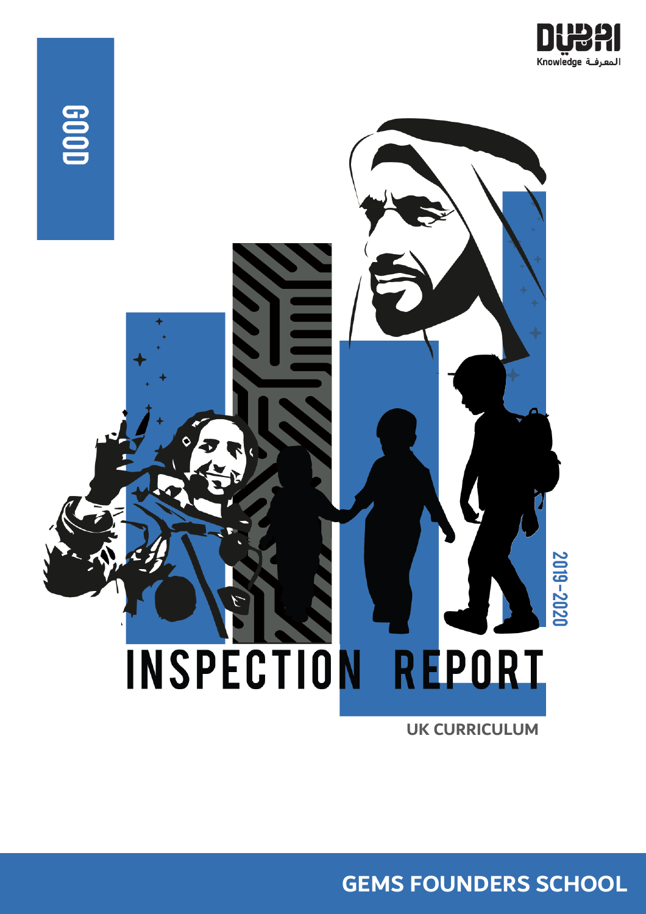Dubai Knowledge المعرفة

GOOD

2019-2020

# INSPECTION REPORT

UK CURRICULUM

## GEMS FOUNDERS SCHOOL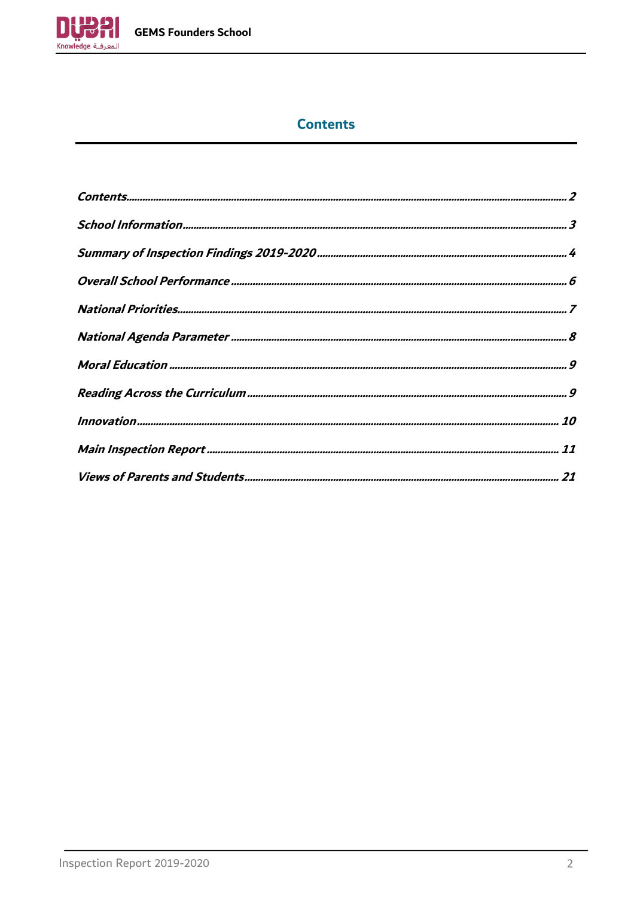# Contents

*Contents* ........ 2

*School Information* ........ 3

*Summary of Inspection Findings 2019-2020* ........ 4

*Overall School Performance* ........ 6

*National Priorities* ........ 7

*National Agenda Parameter* ........ 8

*Moral Education* ........ 9

*Reading Across the Curriculum* ........ 9

*Innovation* ........ 10

*Main Inspection Report* ........ 11

*Views of Parents and Students* ........ 21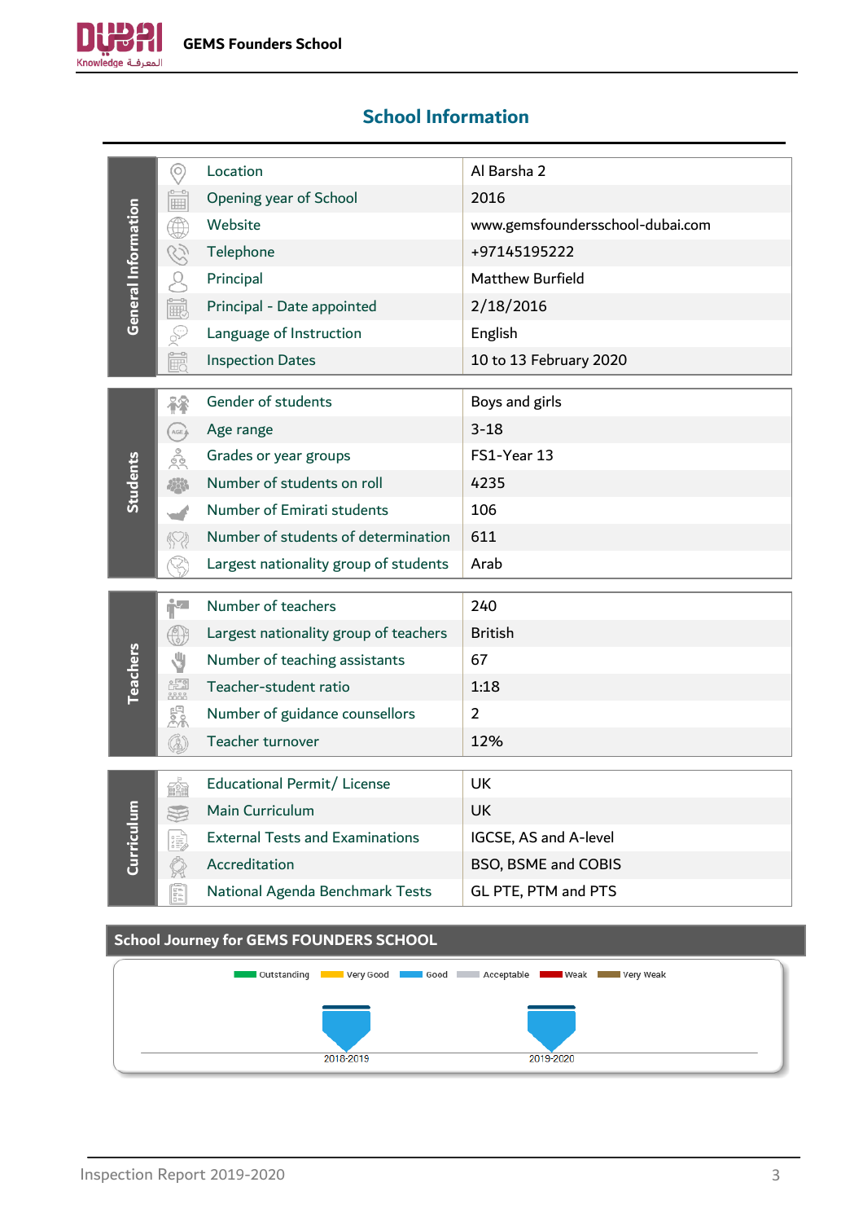## School Information

| General Information | | |
|---|---|---|
| | Location | Al Barsha 2 |
| | Opening year of School | 2016 |
| | Website | www.gemsfoundersschool-dubai.com |
| | Telephone | +97145195222 |
| | Principal | Matthew Burfield |
| | Principal - Date appointed | 2/18/2016 |
| | Language of Instruction | English |
| | Inspection Dates | 10 to 13 February 2020 |

| Students | | |
|---|---|---|
| | Gender of students | Boys and girls |
| | Age range | 3-18 |
| | Grades or year groups | FS1-Year 13 |
| | Number of students on roll | 4235 |
| | Number of Emirati students | 106 |
| | Number of students of determination | 611 |
| | Largest nationality group of students | Arab |

| Teachers | | |
|---|---|---|
| | Number of teachers | 240 |
| | Largest nationality group of teachers | British |
| | Number of teaching assistants | 67 |
| | Teacher-student ratio | 1:18 |
| | Number of guidance counsellors | 2 |
| | Teacher turnover | 12% |

| Curriculum | | |
|---|---|---|
| | Educational Permit/ License | UK |
| | Main Curriculum | UK |
| | External Tests and Examinations | IGCSE, AS and A-level |
| | Accreditation | BSO, BSME and COBIS |
| | National Agenda Benchmark Tests | GL PTE, PTM and PTS |

### School Journey for GEMS FOUNDERS SCHOOL

Outstanding | Very Good | Good | Acceptable | Weak | Very Weak

| 2018-2019 | 2019-2020 |
|---|---|
| Good | Good |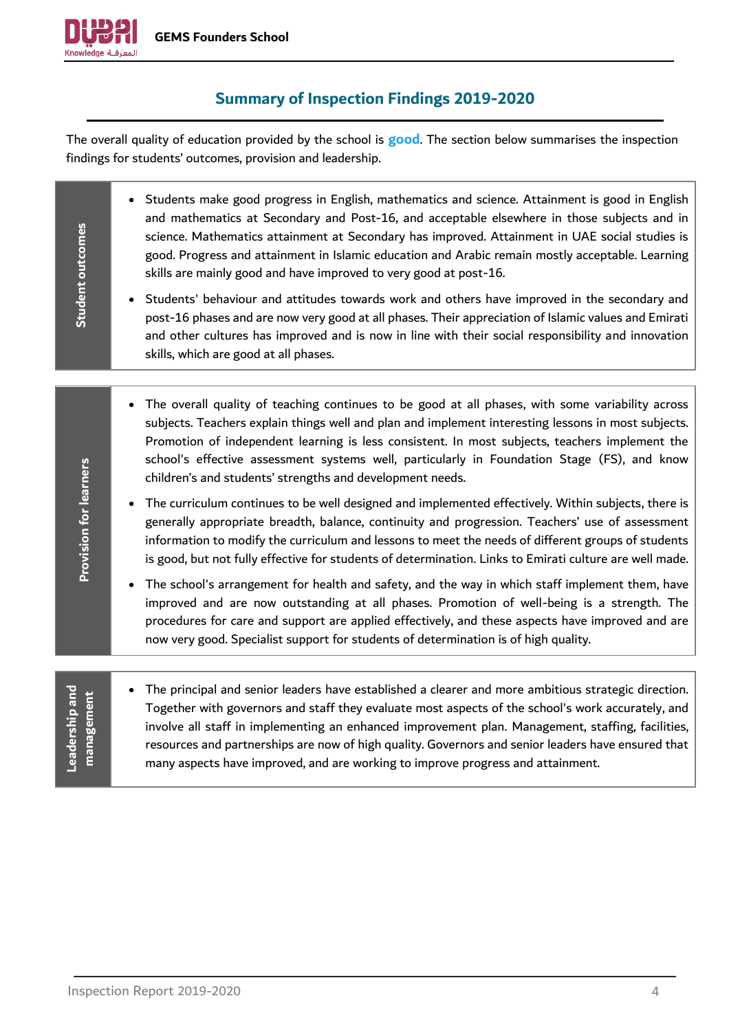## Summary of Inspection Findings 2019-2020

The overall quality of education provided by the school is **good**. The section below summarises the inspection findings for students' outcomes, provision and leadership.

### Student outcomes

- Students make good progress in English, mathematics and science. Attainment is good in English and mathematics at Secondary and Post-16, and acceptable elsewhere in those subjects and in science. Mathematics attainment at Secondary has improved. Attainment in UAE social studies is good. Progress and attainment in Islamic education and Arabic remain mostly acceptable. Learning skills are mainly good and have improved to very good at post-16.
- Students' behaviour and attitudes towards work and others have improved in the secondary and post-16 phases and are now very good at all phases. Their appreciation of Islamic values and Emirati and other cultures has improved and is now in line with their social responsibility and innovation skills, which are good at all phases.

### Provision for learners

- The overall quality of teaching continues to be good at all phases, with some variability across subjects. Teachers explain things well and plan and implement interesting lessons in most subjects. Promotion of independent learning is less consistent. In most subjects, teachers implement the school's effective assessment systems well, particularly in Foundation Stage (FS), and know children's and students' strengths and development needs.
- The curriculum continues to be well designed and implemented effectively. Within subjects, there is generally appropriate breadth, balance, continuity and progression. Teachers' use of assessment information to modify the curriculum and lessons to meet the needs of different groups of students is good, but not fully effective for students of determination. Links to Emirati culture are well made.
- The school's arrangement for health and safety, and the way in which staff implement them, have improved and are now outstanding at all phases. Promotion of well-being is a strength. The procedures for care and support are applied effectively, and these aspects have improved and are now very good. Specialist support for students of determination is of high quality.

### Leadership and management

- The principal and senior leaders have established a clearer and more ambitious strategic direction. Together with governors and staff they evaluate most aspects of the school's work accurately, and involve all staff in implementing an enhanced improvement plan. Management, staffing, facilities, resources and partnerships are now of high quality. Governors and senior leaders have ensured that many aspects have improved, and are working to improve progress and attainment.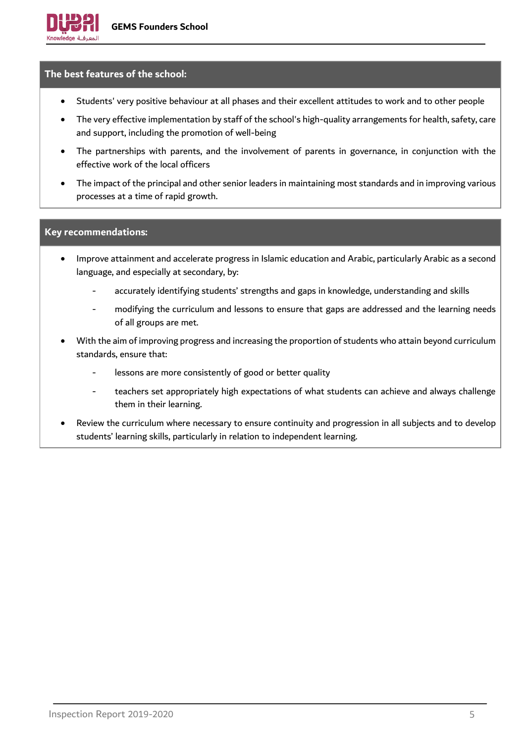## The best features of the school:

- Students' very positive behaviour at all phases and their excellent attitudes to work and to other people
- The very effective implementation by staff of the school's high-quality arrangements for health, safety, care and support, including the promotion of well-being
- The partnerships with parents, and the involvement of parents in governance, in conjunction with the effective work of the local officers
- The impact of the principal and other senior leaders in maintaining most standards and in improving various processes at a time of rapid growth.

## Key recommendations:

- Improve attainment and accelerate progress in Islamic education and Arabic, particularly Arabic as a second language, and especially at secondary, by:
  - accurately identifying students' strengths and gaps in knowledge, understanding and skills
  - modifying the curriculum and lessons to ensure that gaps are addressed and the learning needs of all groups are met.
- With the aim of improving progress and increasing the proportion of students who attain beyond curriculum standards, ensure that:
  - lessons are more consistently of good or better quality
  - teachers set appropriately high expectations of what students can achieve and always challenge them in their learning.
- Review the curriculum where necessary to ensure continuity and progression in all subjects and to develop students' learning skills, particularly in relation to independent learning.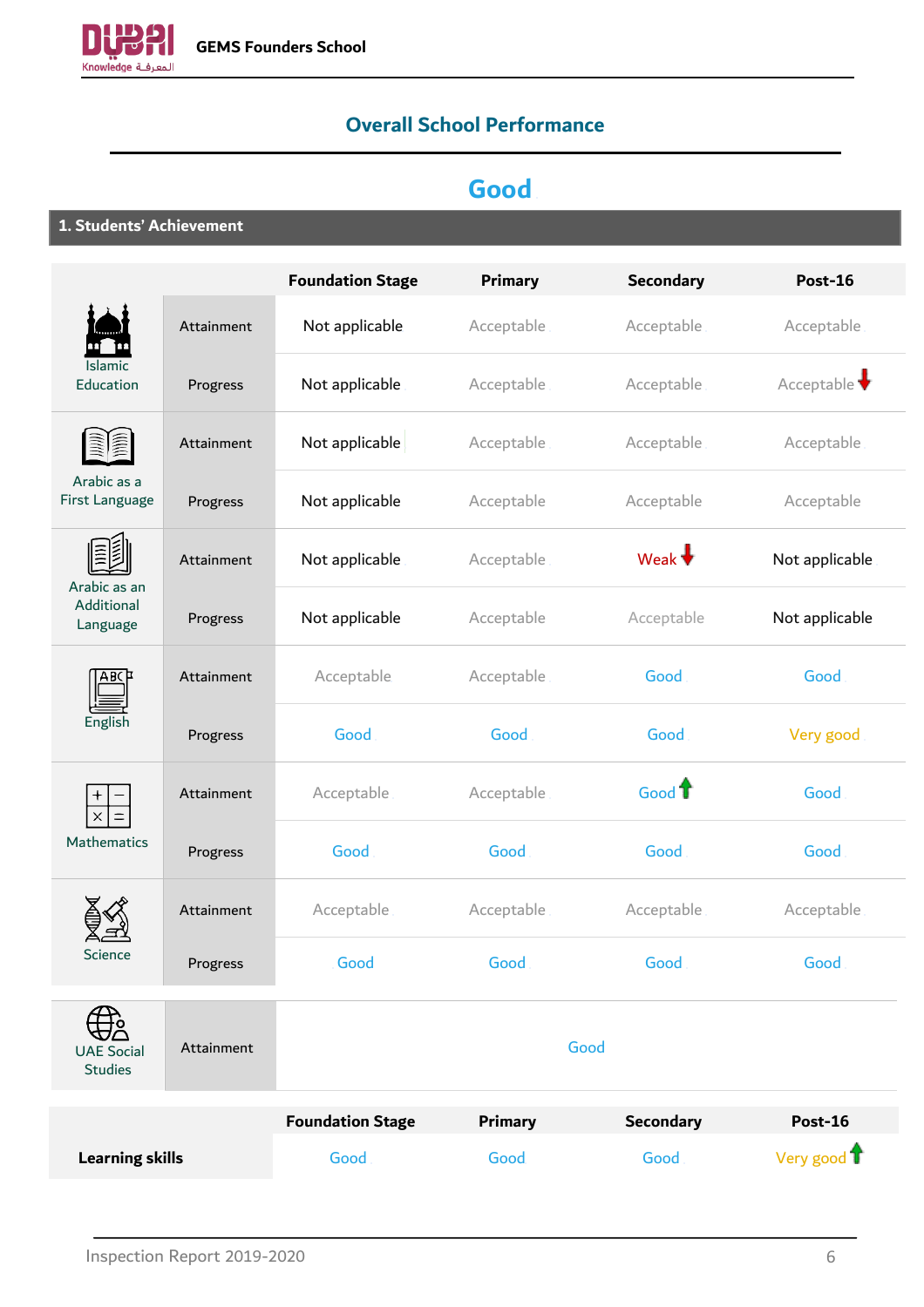## Overall School Performance

# Good

### 1. Students' Achievement

| | | Foundation Stage | Primary | Secondary | Post-16 |
|---|---|---|---|---|---|
| Islamic Education | Attainment | Not applicable | Acceptable | Acceptable | Acceptable |
| | Progress | Not applicable | Acceptable | Acceptable | Acceptable ↓ |
| Arabic as a First Language | Attainment | Not applicable | Acceptable | Acceptable | Acceptable |
| | Progress | Not applicable | Acceptable | Acceptable | Acceptable |
| Arabic as an Additional Language | Attainment | Not applicable | Acceptable | Weak ↓ | Not applicable |
| | Progress | Not applicable | Acceptable | Acceptable | Not applicable |
| English | Attainment | Acceptable | Acceptable | Good | Good |
| | Progress | Good | Good | Good | Very good |
| Mathematics | Attainment | Acceptable | Acceptable | Good ↑ | Good |
| | Progress | Good | Good | Good | Good |
| Science | Attainment | Acceptable | Acceptable | Acceptable | Acceptable |
| | Progress | Good | Good | Good | Good |
| UAE Social Studies | Attainment | Good | | | |

| | Foundation Stage | Primary | Secondary | Post-16 |
|---|---|---|---|---|
| **Learning skills** | Good | Good | Good | Very good ↑ |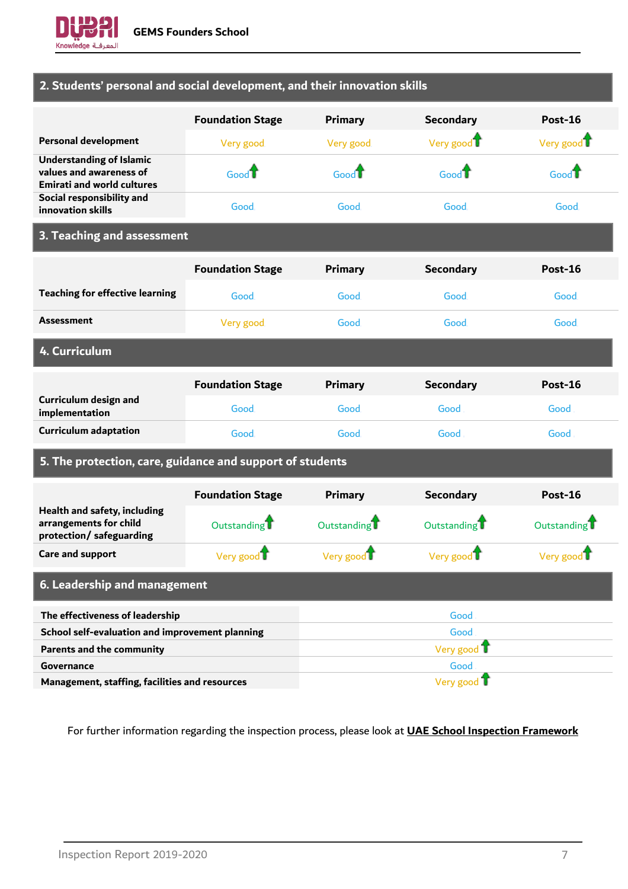## 2. Students' personal and social development, and their innovation skills

| | Foundation Stage | Primary | Secondary | Post-16 |
|---|---|---|---|---|
| Personal development | Very good | Very good | Very good ↑ | Very good ↑ |
| Understanding of Islamic values and awareness of Emirati and world cultures | Good ↑ | Good ↑ | Good ↑ | Good ↑ |
| Social responsibility and innovation skills | Good | Good | Good | Good |

## 3. Teaching and assessment

| | Foundation Stage | Primary | Secondary | Post-16 |
|---|---|---|---|---|
| Teaching for effective learning | Good | Good | Good | Good |
| Assessment | Very good | Good | Good | Good |

## 4. Curriculum

| | Foundation Stage | Primary | Secondary | Post-16 |
|---|---|---|---|---|
| Curriculum design and implementation | Good | Good | Good | Good |
| Curriculum adaptation | Good | Good | Good | Good |

## 5. The protection, care, guidance and support of students

| | Foundation Stage | Primary | Secondary | Post-16 |
|---|---|---|---|---|
| Health and safety, including arrangements for child protection/ safeguarding | Outstanding ↑ | Outstanding ↑ | Outstanding ↑ | Outstanding ↑ |
| Care and support | Very good ↑ | Very good ↑ | Very good ↑ | Very good ↑ |

## 6. Leadership and management

| | |
|---|---|
| The effectiveness of leadership | Good |
| School self-evaluation and improvement planning | Good |
| Parents and the community | Very good ↑ |
| Governance | Good |
| Management, staffing, facilities and resources | Very good ↑ |

For further information regarding the inspection process, please look at **UAE School Inspection Framework**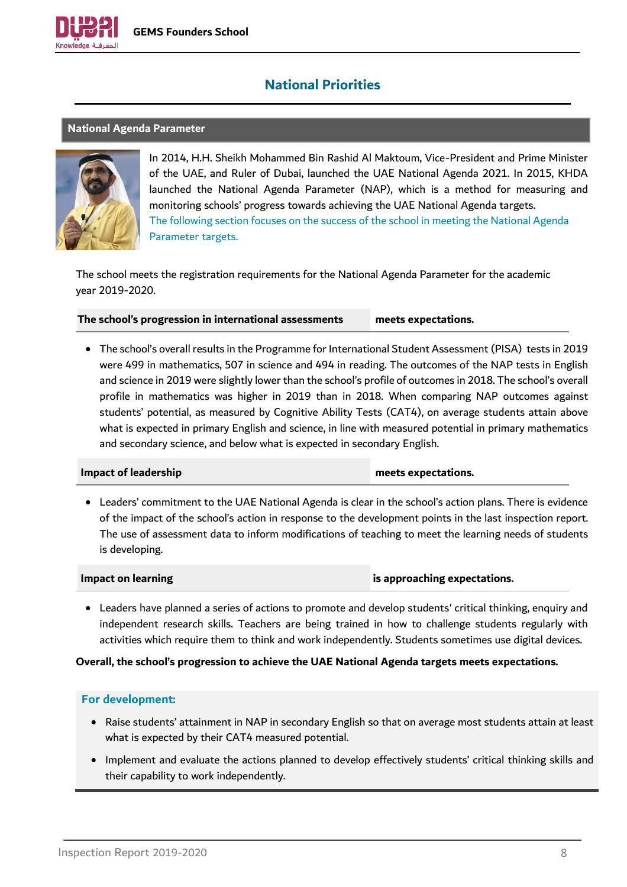## National Priorities

### National Agenda Parameter

In 2014, H.H. Sheikh Mohammed Bin Rashid Al Maktoum, Vice-President and Prime Minister of the UAE, and Ruler of Dubai, launched the UAE National Agenda 2021. In 2015, KHDA launched the National Agenda Parameter (NAP), which is a method for measuring and monitoring schools' progress towards achieving the UAE National Agenda targets.
The following section focuses on the success of the school in meeting the National Agenda Parameter targets.

The school meets the registration requirements for the National Agenda Parameter for the academic year 2019-2020.

| The school's progression in international assessments | meets expectations. |
|---|---|

- The school's overall results in the Programme for International Student Assessment (PISA) tests in 2019 were 499 in mathematics, 507 in science and 494 in reading. The outcomes of the NAP tests in English and science in 2019 were slightly lower than the school's profile of outcomes in 2018. The school's overall profile in mathematics was higher in 2019 than in 2018. When comparing NAP outcomes against students' potential, as measured by Cognitive Ability Tests (CAT4), on average students attain above what is expected in primary English and science, in line with measured potential in primary mathematics and secondary science, and below what is expected in secondary English.

| Impact of leadership | meets expectations. |
|---|---|

- Leaders' commitment to the UAE National Agenda is clear in the school's action plans. There is evidence of the impact of the school's action in response to the development points in the last inspection report. The use of assessment data to inform modifications of teaching to meet the learning needs of students is developing.

| Impact on learning | is approaching expectations. |
|---|---|

- Leaders have planned a series of actions to promote and develop students' critical thinking, enquiry and independent research skills. Teachers are being trained in how to challenge students regularly with activities which require them to think and work independently. Students sometimes use digital devices.

**Overall, the school's progression to achieve the UAE National Agenda targets meets expectations.**

**For development:**

- Raise students' attainment in NAP in secondary English so that on average most students attain at least what is expected by their CAT4 measured potential.
- Implement and evaluate the actions planned to develop effectively students' critical thinking skills and their capability to work independently.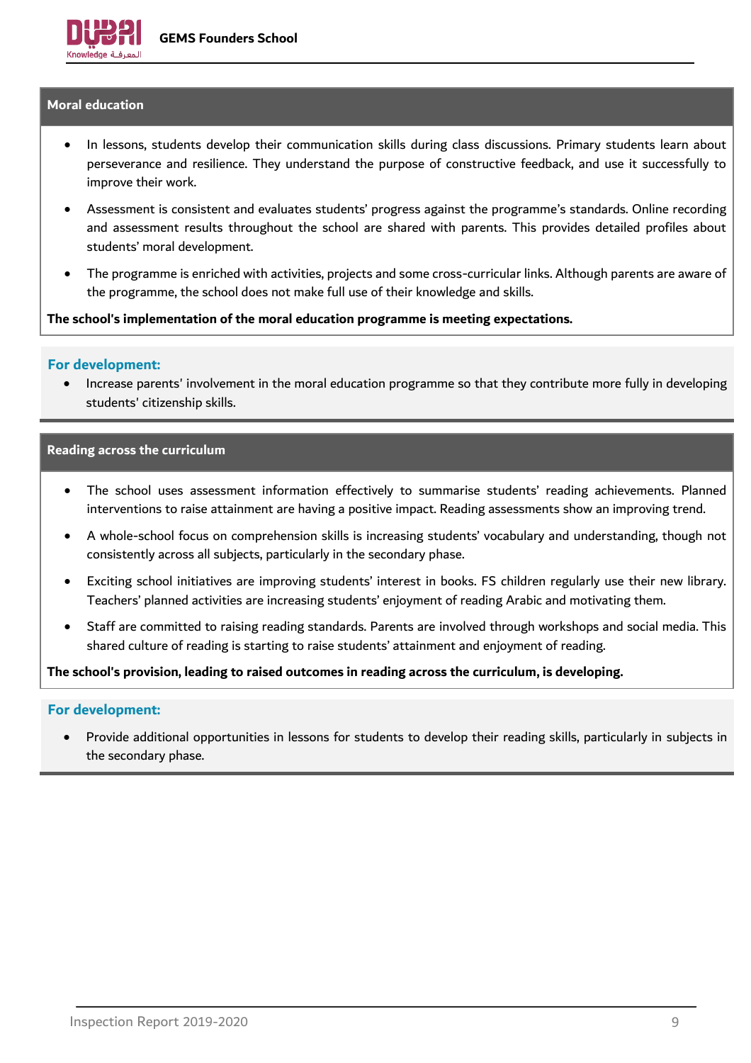## Moral education

- In lessons, students develop their communication skills during class discussions. Primary students learn about perseverance and resilience. They understand the purpose of constructive feedback, and use it successfully to improve their work.
- Assessment is consistent and evaluates students' progress against the programme's standards. Online recording and assessment results throughout the school are shared with parents. This provides detailed profiles about students' moral development.
- The programme is enriched with activities, projects and some cross-curricular links. Although parents are aware of the programme, the school does not make full use of their knowledge and skills.

**The school's implementation of the moral education programme is meeting expectations.**

### For development:

- Increase parents' involvement in the moral education programme so that they contribute more fully in developing students' citizenship skills.

## Reading across the curriculum

- The school uses assessment information effectively to summarise students' reading achievements. Planned interventions to raise attainment are having a positive impact. Reading assessments show an improving trend.
- A whole-school focus on comprehension skills is increasing students' vocabulary and understanding, though not consistently across all subjects, particularly in the secondary phase.
- Exciting school initiatives are improving students' interest in books. FS children regularly use their new library. Teachers' planned activities are increasing students' enjoyment of reading Arabic and motivating them.
- Staff are committed to raising reading standards. Parents are involved through workshops and social media. This shared culture of reading is starting to raise students' attainment and enjoyment of reading.

**The school's provision, leading to raised outcomes in reading across the curriculum, is developing.**

### For development:

- Provide additional opportunities in lessons for students to develop their reading skills, particularly in subjects in the secondary phase.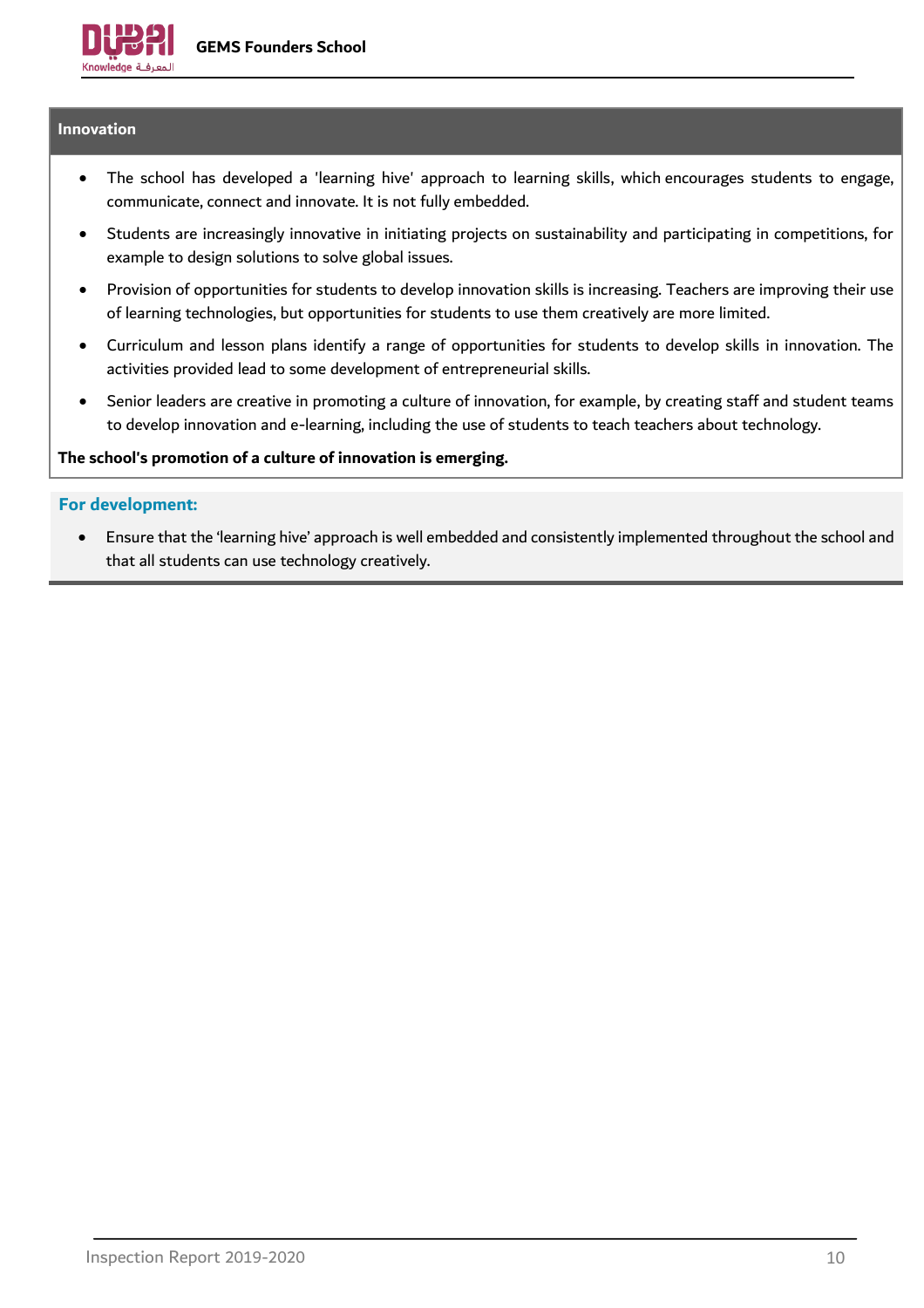## Innovation

- The school has developed a 'learning hive' approach to learning skills, which encourages students to engage, communicate, connect and innovate. It is not fully embedded.
- Students are increasingly innovative in initiating projects on sustainability and participating in competitions, for example to design solutions to solve global issues.
- Provision of opportunities for students to develop innovation skills is increasing. Teachers are improving their use of learning technologies, but opportunities for students to use them creatively are more limited.
- Curriculum and lesson plans identify a range of opportunities for students to develop skills in innovation. The activities provided lead to some development of entrepreneurial skills.
- Senior leaders are creative in promoting a culture of innovation, for example, by creating staff and student teams to develop innovation and e-learning, including the use of students to teach teachers about technology.

**The school's promotion of a culture of innovation is emerging.**

### For development:

- Ensure that the 'learning hive' approach is well embedded and consistently implemented throughout the school and that all students can use technology creatively.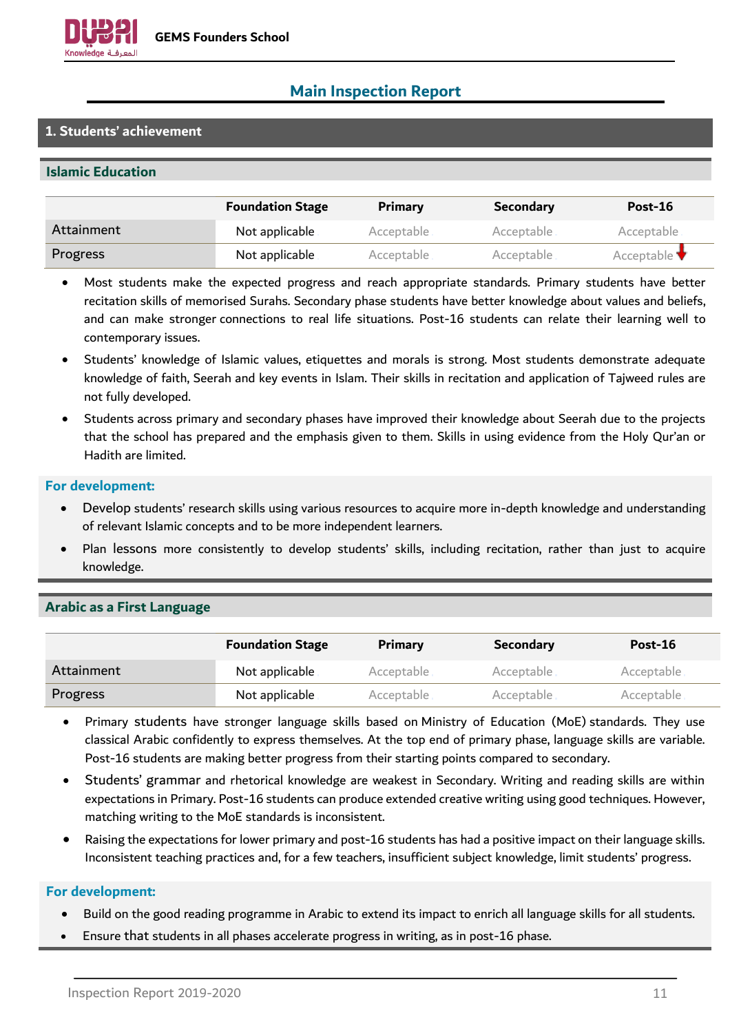# Main Inspection Report

## 1. Students' achievement

### Islamic Education

| | Foundation Stage | Primary | Secondary | Post-16 |
|---|---|---|---|---|
| Attainment | Not applicable | Acceptable | Acceptable | Acceptable |
| Progress | Not applicable | Acceptable | Acceptable | Acceptable ↓ |

- Most students make the expected progress and reach appropriate standards. Primary students have better recitation skills of memorised Surahs. Secondary phase students have better knowledge about values and beliefs, and can make stronger connections to real life situations. Post-16 students can relate their learning well to contemporary issues.
- Students' knowledge of Islamic values, etiquettes and morals is strong. Most students demonstrate adequate knowledge of faith, Seerah and key events in Islam. Their skills in recitation and application of Tajweed rules are not fully developed.
- Students across primary and secondary phases have improved their knowledge about Seerah due to the projects that the school has prepared and the emphasis given to them. Skills in using evidence from the Holy Qur'an or Hadith are limited.

**For development:**

- Develop students' research skills using various resources to acquire more in-depth knowledge and understanding of relevant Islamic concepts and to be more independent learners.
- Plan lessons more consistently to develop students' skills, including recitation, rather than just to acquire knowledge.

### Arabic as a First Language

| | Foundation Stage | Primary | Secondary | Post-16 |
|---|---|---|---|---|
| Attainment | Not applicable | Acceptable | Acceptable | Acceptable |
| Progress | Not applicable | Acceptable | Acceptable | Acceptable |

- Primary students have stronger language skills based on Ministry of Education (MoE) standards. They use classical Arabic confidently to express themselves. At the top end of primary phase, language skills are variable. Post-16 students are making better progress from their starting points compared to secondary.
- Students' grammar and rhetorical knowledge are weakest in Secondary. Writing and reading skills are within expectations in Primary. Post-16 students can produce extended creative writing using good techniques. However, matching writing to the MoE standards is inconsistent.
- Raising the expectations for lower primary and post-16 students has had a positive impact on their language skills. Inconsistent teaching practices and, for a few teachers, insufficient subject knowledge, limit students' progress.

**For development:**

- Build on the good reading programme in Arabic to extend its impact to enrich all language skills for all students.
- Ensure that students in all phases accelerate progress in writing, as in post-16 phase.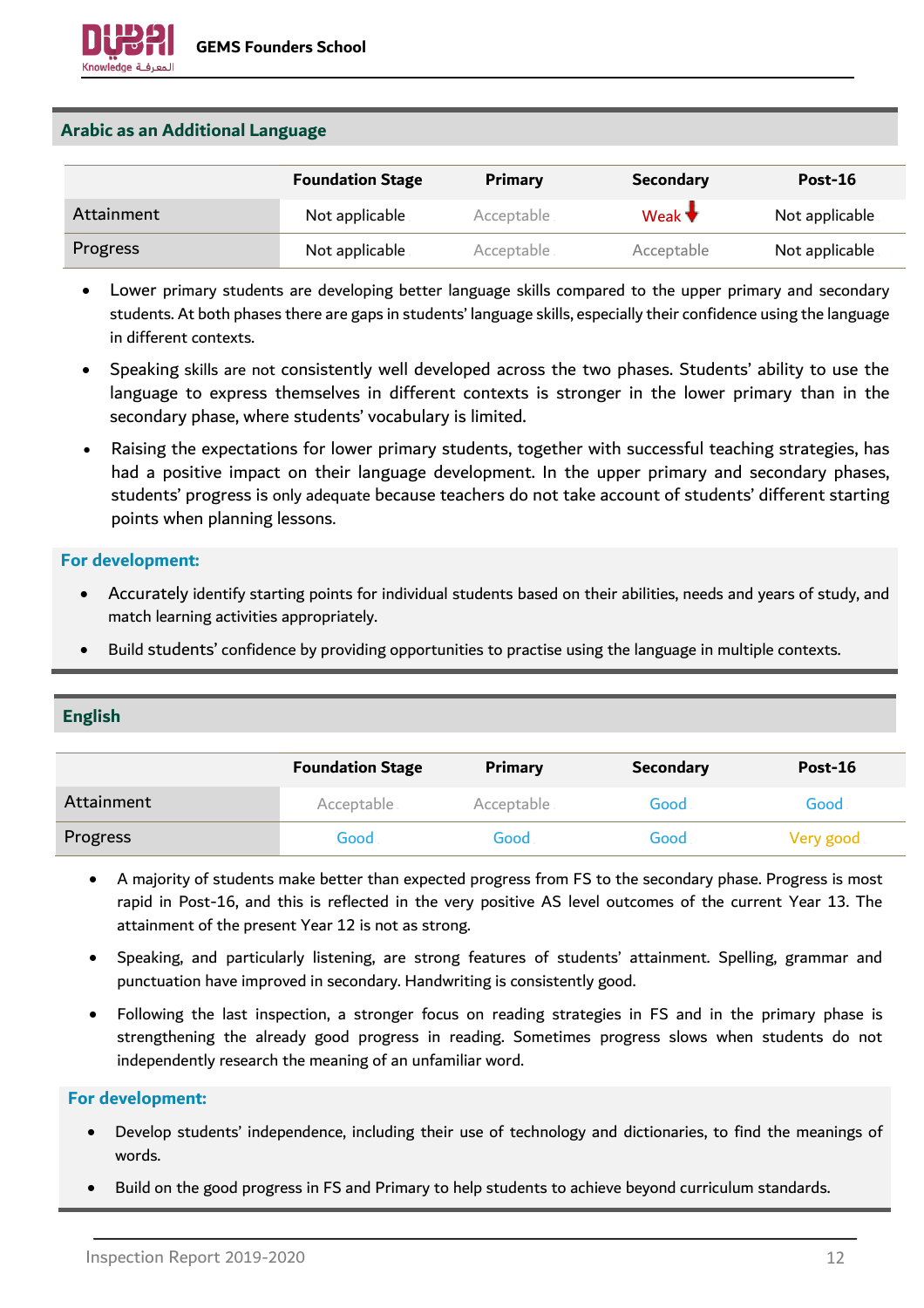## Arabic as an Additional Language

| | Foundation Stage | Primary | Secondary | Post-16 |
|---|---|---|---|---|
| Attainment | Not applicable | Acceptable | Weak ↓ | Not applicable |
| Progress | Not applicable | Acceptable | Acceptable | Not applicable |

- Lower primary students are developing better language skills compared to the upper primary and secondary students. At both phases there are gaps in students' language skills, especially their confidence using the language in different contexts.
- Speaking skills are not consistently well developed across the two phases. Students' ability to use the language to express themselves in different contexts is stronger in the lower primary than in the secondary phase, where students' vocabulary is limited.
- Raising the expectations for lower primary students, together with successful teaching strategies, has had a positive impact on their language development. In the upper primary and secondary phases, students' progress is only adequate because teachers do not take account of students' different starting points when planning lessons.

**For development:**

- Accurately identify starting points for individual students based on their abilities, needs and years of study, and match learning activities appropriately.
- Build students' confidence by providing opportunities to practise using the language in multiple contexts.

## English

| | Foundation Stage | Primary | Secondary | Post-16 |
|---|---|---|---|---|
| Attainment | Acceptable | Acceptable | Good | Good |
| Progress | Good | Good | Good | Very good |

- A majority of students make better than expected progress from FS to the secondary phase. Progress is most rapid in Post-16, and this is reflected in the very positive AS level outcomes of the current Year 13. The attainment of the present Year 12 is not as strong.
- Speaking, and particularly listening, are strong features of students' attainment. Spelling, grammar and punctuation have improved in secondary. Handwriting is consistently good.
- Following the last inspection, a stronger focus on reading strategies in FS and in the primary phase is strengthening the already good progress in reading. Sometimes progress slows when students do not independently research the meaning of an unfamiliar word.

**For development:**

- Develop students' independence, including their use of technology and dictionaries, to find the meanings of words.
- Build on the good progress in FS and Primary to help students to achieve beyond curriculum standards.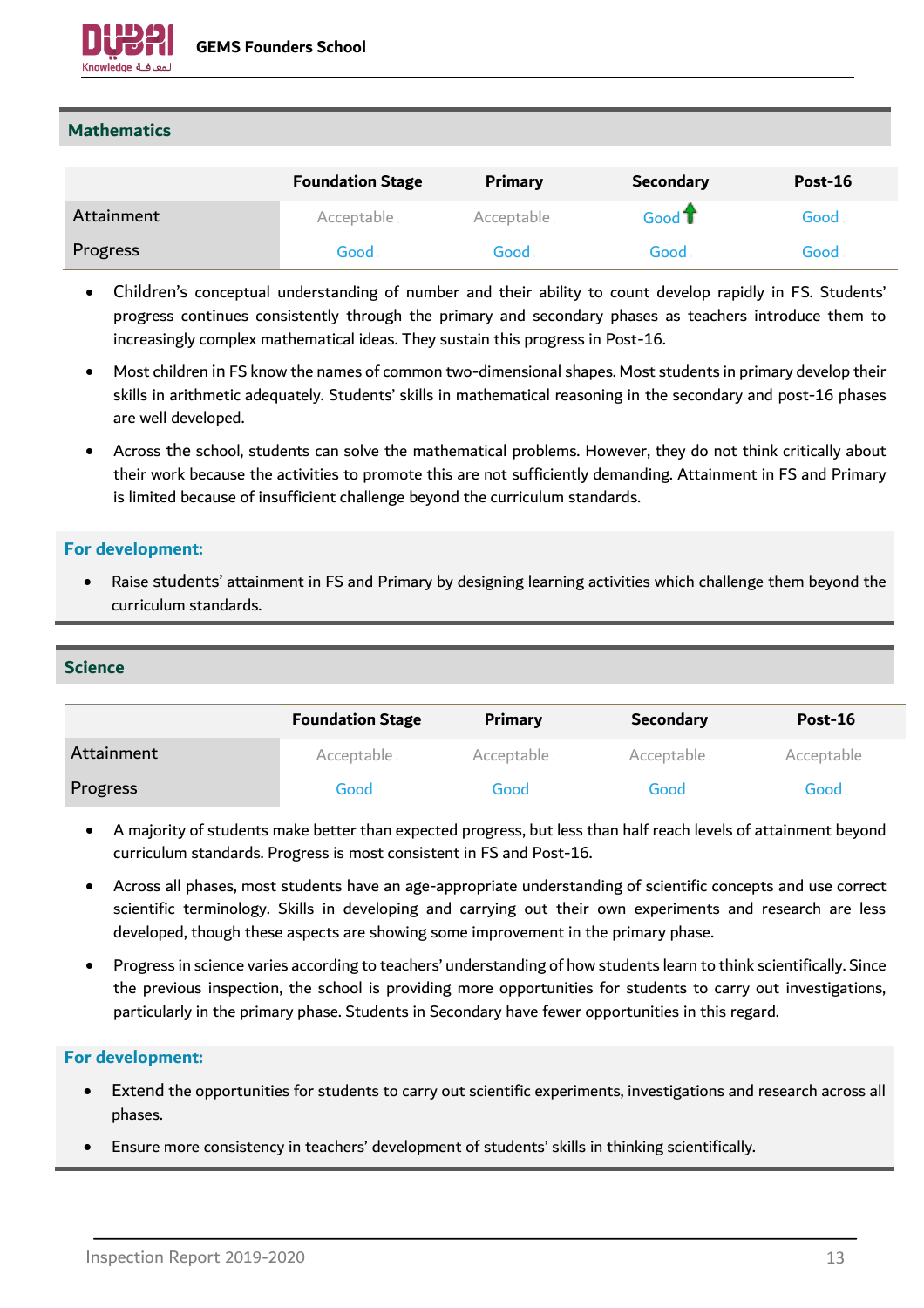## Mathematics

| | Foundation Stage | Primary | Secondary | Post-16 |
|---|---|---|---|---|
| Attainment | Acceptable | Acceptable | Good ↑ | Good |
| Progress | Good | Good | Good | Good |

- Children's conceptual understanding of number and their ability to count develop rapidly in FS. Students' progress continues consistently through the primary and secondary phases as teachers introduce them to increasingly complex mathematical ideas. They sustain this progress in Post-16.
- Most children in FS know the names of common two-dimensional shapes. Most students in primary develop their skills in arithmetic adequately. Students' skills in mathematical reasoning in the secondary and post-16 phases are well developed.
- Across the school, students can solve the mathematical problems. However, they do not think critically about their work because the activities to promote this are not sufficiently demanding. Attainment in FS and Primary is limited because of insufficient challenge beyond the curriculum standards.

### For development:

- Raise students' attainment in FS and Primary by designing learning activities which challenge them beyond the curriculum standards.

## Science

| | Foundation Stage | Primary | Secondary | Post-16 |
|---|---|---|---|---|
| Attainment | Acceptable | Acceptable | Acceptable | Acceptable |
| Progress | Good | Good | Good | Good |

- A majority of students make better than expected progress, but less than half reach levels of attainment beyond curriculum standards. Progress is most consistent in FS and Post-16.
- Across all phases, most students have an age-appropriate understanding of scientific concepts and use correct scientific terminology. Skills in developing and carrying out their own experiments and research are less developed, though these aspects are showing some improvement in the primary phase.
- Progress in science varies according to teachers' understanding of how students learn to think scientifically. Since the previous inspection, the school is providing more opportunities for students to carry out investigations, particularly in the primary phase. Students in Secondary have fewer opportunities in this regard.

### For development:

- Extend the opportunities for students to carry out scientific experiments, investigations and research across all phases.
- Ensure more consistency in teachers' development of students' skills in thinking scientifically.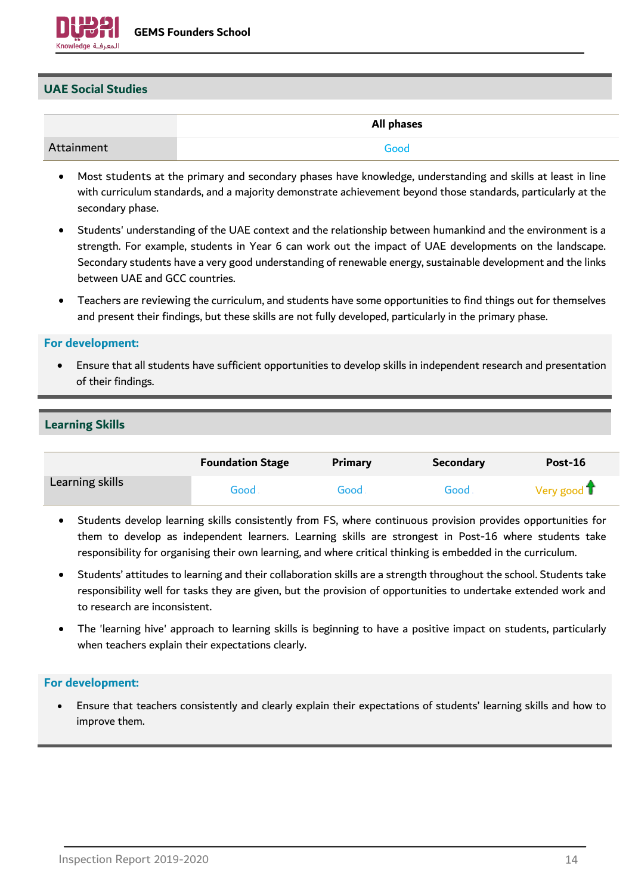## UAE Social Studies

| | All phases |
|---|---|
| Attainment | Good |

- Most students at the primary and secondary phases have knowledge, understanding and skills at least in line with curriculum standards, and a majority demonstrate achievement beyond those standards, particularly at the secondary phase.
- Students' understanding of the UAE context and the relationship between humankind and the environment is a strength. For example, students in Year 6 can work out the impact of UAE developments on the landscape. Secondary students have a very good understanding of renewable energy, sustainable development and the links between UAE and GCC countries.
- Teachers are reviewing the curriculum, and students have some opportunities to find things out for themselves and present their findings, but these skills are not fully developed, particularly in the primary phase.

**For development:**

- Ensure that all students have sufficient opportunities to develop skills in independent research and presentation of their findings.

## Learning Skills

| | Foundation Stage | Primary | Secondary | Post-16 |
|---|---|---|---|---|
| Learning skills | Good | Good | Good | Very good ↑ |

- Students develop learning skills consistently from FS, where continuous provision provides opportunities for them to develop as independent learners. Learning skills are strongest in Post-16 where students take responsibility for organising their own learning, and where critical thinking is embedded in the curriculum.
- Students' attitudes to learning and their collaboration skills are a strength throughout the school. Students take responsibility well for tasks they are given, but the provision of opportunities to undertake extended work and to research are inconsistent.
- The 'learning hive' approach to learning skills is beginning to have a positive impact on students, particularly when teachers explain their expectations clearly.

**For development:**

- Ensure that teachers consistently and clearly explain their expectations of students' learning skills and how to improve them.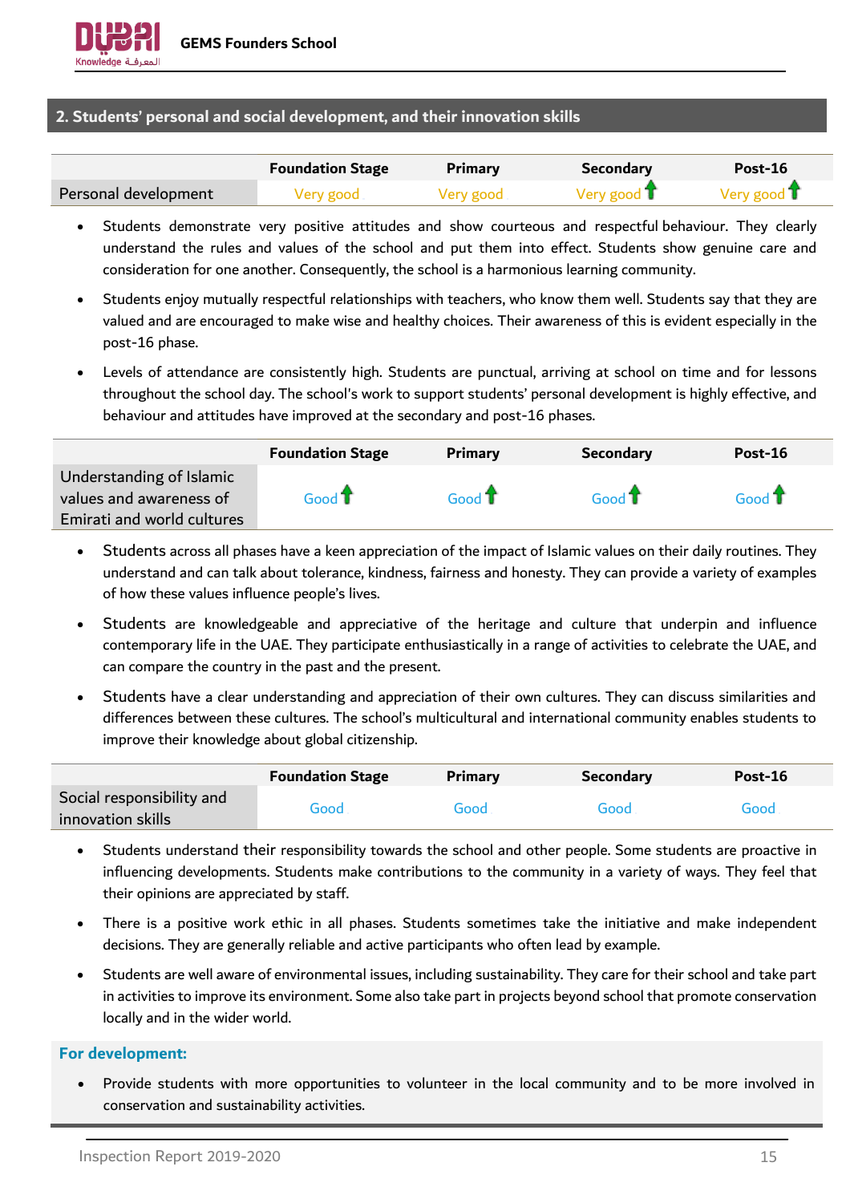## 2. Students' personal and social development, and their innovation skills

| | Foundation Stage | Primary | Secondary | Post-16 |
|---|---|---|---|---|
| Personal development | Very good | Very good | Very good ↑ | Very good ↑ |

- Students demonstrate very positive attitudes and show courteous and respectful behaviour. They clearly understand the rules and values of the school and put them into effect. Students show genuine care and consideration for one another. Consequently, the school is a harmonious learning community.
- Students enjoy mutually respectful relationships with teachers, who know them well. Students say that they are valued and are encouraged to make wise and healthy choices. Their awareness of this is evident especially in the post-16 phase.
- Levels of attendance are consistently high. Students are punctual, arriving at school on time and for lessons throughout the school day. The school's work to support students' personal development is highly effective, and behaviour and attitudes have improved at the secondary and post-16 phases.

| | Foundation Stage | Primary | Secondary | Post-16 |
|---|---|---|---|---|
| Understanding of Islamic values and awareness of Emirati and world cultures | Good ↑ | Good ↑ | Good ↑ | Good ↑ |

- Students across all phases have a keen appreciation of the impact of Islamic values on their daily routines. They understand and can talk about tolerance, kindness, fairness and honesty. They can provide a variety of examples of how these values influence people's lives.
- Students are knowledgeable and appreciative of the heritage and culture that underpin and influence contemporary life in the UAE. They participate enthusiastically in a range of activities to celebrate the UAE, and can compare the country in the past and the present.
- Students have a clear understanding and appreciation of their own cultures. They can discuss similarities and differences between these cultures. The school's multicultural and international community enables students to improve their knowledge about global citizenship.

| | Foundation Stage | Primary | Secondary | Post-16 |
|---|---|---|---|---|
| Social responsibility and innovation skills | Good | Good | Good | Good |

- Students understand their responsibility towards the school and other people. Some students are proactive in influencing developments. Students make contributions to the community in a variety of ways. They feel that their opinions are appreciated by staff.
- There is a positive work ethic in all phases. Students sometimes take the initiative and make independent decisions. They are generally reliable and active participants who often lead by example.
- Students are well aware of environmental issues, including sustainability. They care for their school and take part in activities to improve its environment. Some also take part in projects beyond school that promote conservation locally and in the wider world.

**For development:**

- Provide students with more opportunities to volunteer in the local community and to be more involved in conservation and sustainability activities.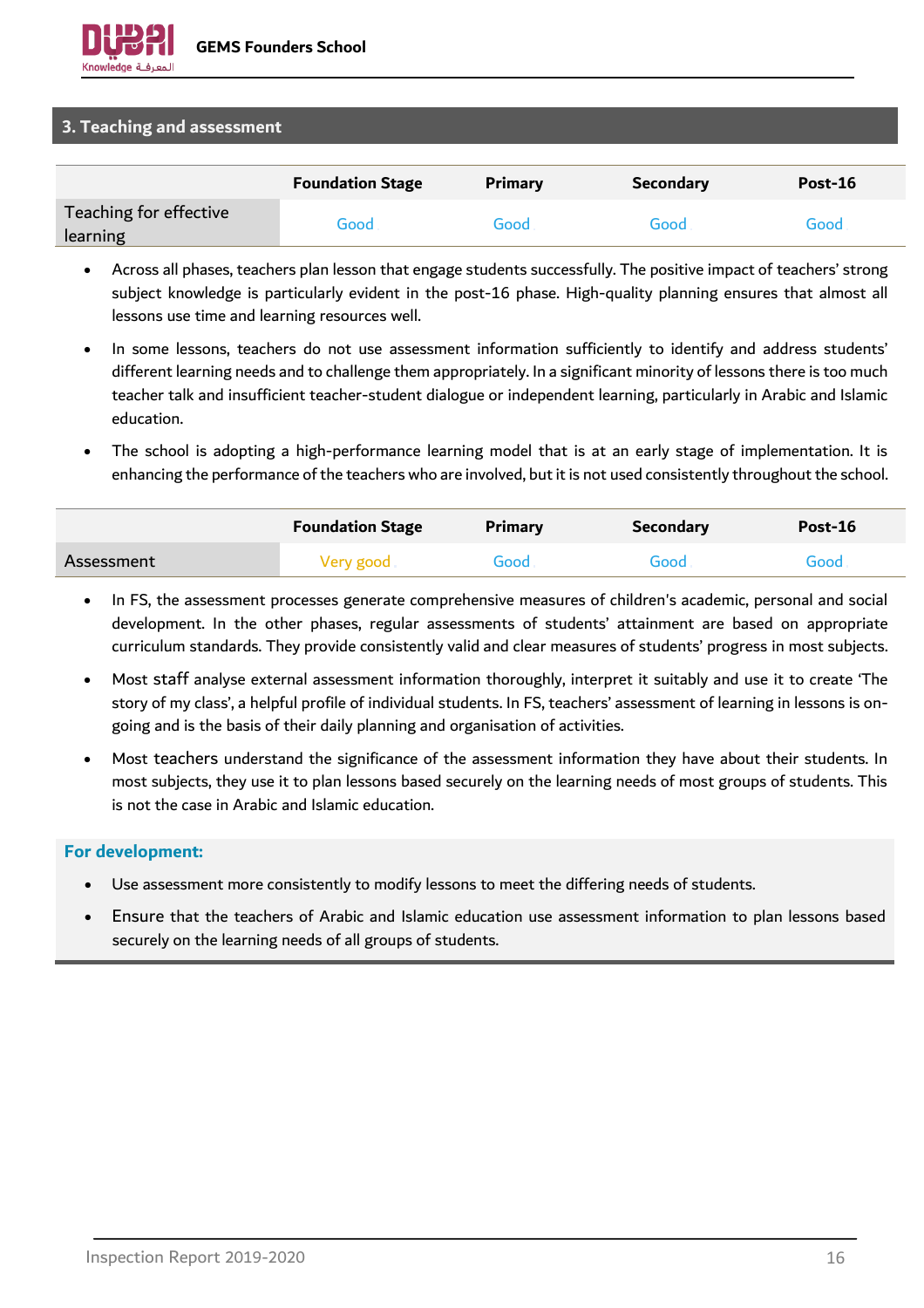## 3. Teaching and assessment

| | Foundation Stage | Primary | Secondary | Post-16 |
|---|---|---|---|---|
| Teaching for effective learning | Good | Good | Good | Good |

- Across all phases, teachers plan lesson that engage students successfully. The positive impact of teachers' strong subject knowledge is particularly evident in the post-16 phase. High-quality planning ensures that almost all lessons use time and learning resources well.
- In some lessons, teachers do not use assessment information sufficiently to identify and address students' different learning needs and to challenge them appropriately. In a significant minority of lessons there is too much teacher talk and insufficient teacher-student dialogue or independent learning, particularly in Arabic and Islamic education.
- The school is adopting a high-performance learning model that is at an early stage of implementation. It is enhancing the performance of the teachers who are involved, but it is not used consistently throughout the school.

| | Foundation Stage | Primary | Secondary | Post-16 |
|---|---|---|---|---|
| Assessment | Very good | Good | Good | Good |

- In FS, the assessment processes generate comprehensive measures of children's academic, personal and social development. In the other phases, regular assessments of students' attainment are based on appropriate curriculum standards. They provide consistently valid and clear measures of students' progress in most subjects.
- Most staff analyse external assessment information thoroughly, interpret it suitably and use it to create 'The story of my class', a helpful profile of individual students. In FS, teachers' assessment of learning in lessons is on-going and is the basis of their daily planning and organisation of activities.
- Most teachers understand the significance of the assessment information they have about their students. In most subjects, they use it to plan lessons based securely on the learning needs of most groups of students. This is not the case in Arabic and Islamic education.

**For development:**

- Use assessment more consistently to modify lessons to meet the differing needs of students.
- Ensure that the teachers of Arabic and Islamic education use assessment information to plan lessons based securely on the learning needs of all groups of students.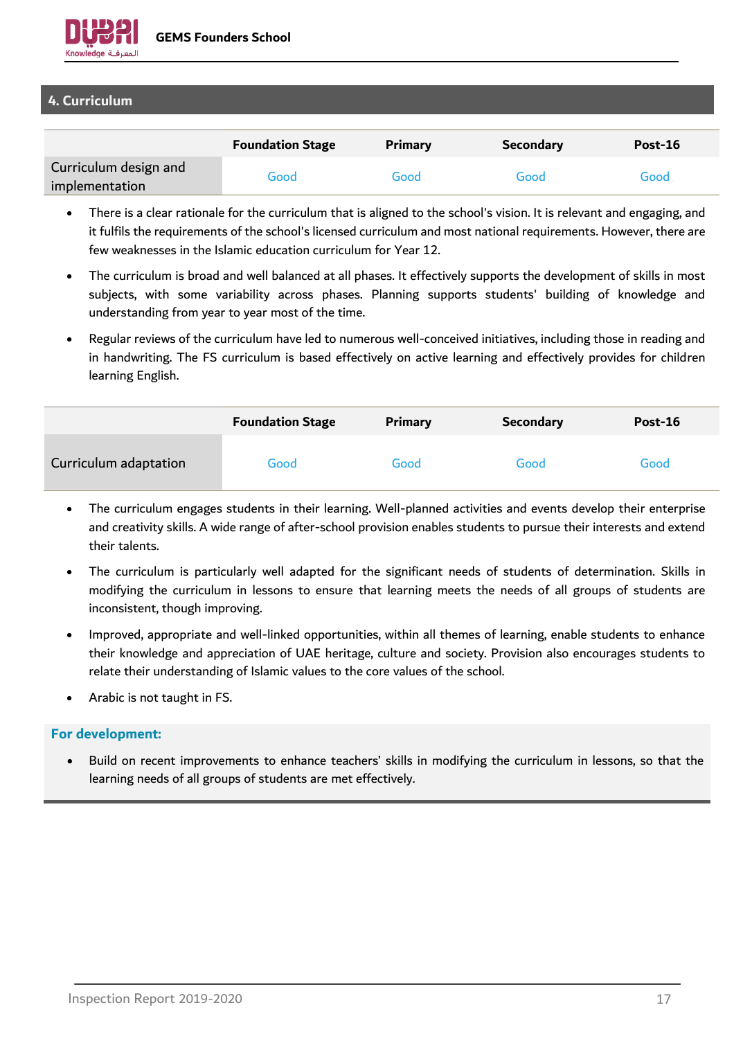## 4. Curriculum

| | Foundation Stage | Primary | Secondary | Post-16 |
|---|---|---|---|---|
| Curriculum design and implementation | Good | Good | Good | Good |

- There is a clear rationale for the curriculum that is aligned to the school's vision. It is relevant and engaging, and it fulfils the requirements of the school's licensed curriculum and most national requirements. However, there are few weaknesses in the Islamic education curriculum for Year 12.
- The curriculum is broad and well balanced at all phases. It effectively supports the development of skills in most subjects, with some variability across phases. Planning supports students' building of knowledge and understanding from year to year most of the time.
- Regular reviews of the curriculum have led to numerous well-conceived initiatives, including those in reading and in handwriting. The FS curriculum is based effectively on active learning and effectively provides for children learning English.

| | Foundation Stage | Primary | Secondary | Post-16 |
|---|---|---|---|---|
| Curriculum adaptation | Good | Good | Good | Good |

- The curriculum engages students in their learning. Well-planned activities and events develop their enterprise and creativity skills. A wide range of after-school provision enables students to pursue their interests and extend their talents.
- The curriculum is particularly well adapted for the significant needs of students of determination. Skills in modifying the curriculum in lessons to ensure that learning meets the needs of all groups of students are inconsistent, though improving.
- Improved, appropriate and well-linked opportunities, within all themes of learning, enable students to enhance their knowledge and appreciation of UAE heritage, culture and society. Provision also encourages students to relate their understanding of Islamic values to the core values of the school.
- Arabic is not taught in FS.

**For development:**

- Build on recent improvements to enhance teachers' skills in modifying the curriculum in lessons, so that the learning needs of all groups of students are met effectively.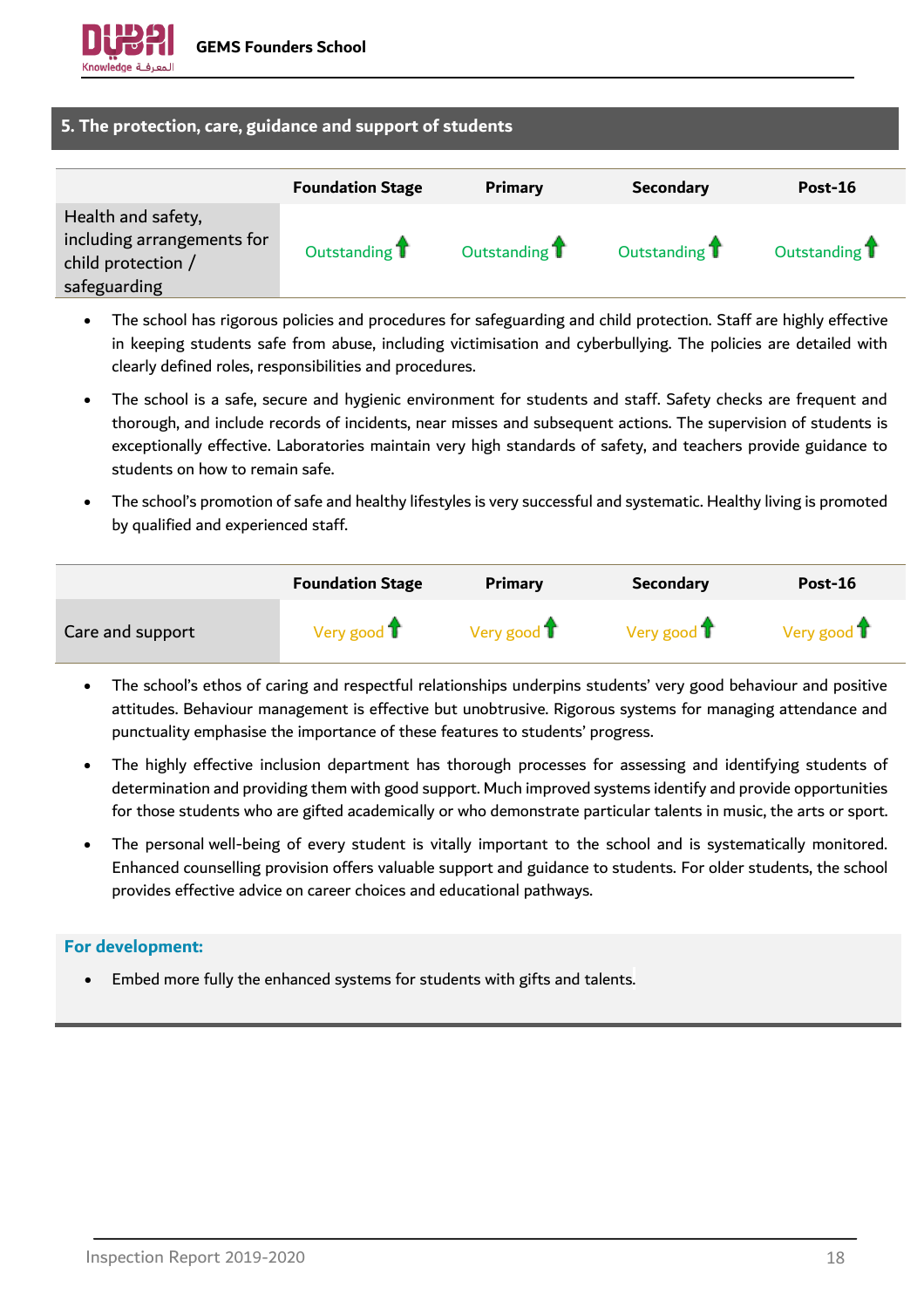## 5. The protection, care, guidance and support of students

| | Foundation Stage | Primary | Secondary | Post-16 |
|---|---|---|---|---|
| Health and safety, including arrangements for child protection / safeguarding | Outstanding ↑ | Outstanding ↑ | Outstanding ↑ | Outstanding ↑ |

- The school has rigorous policies and procedures for safeguarding and child protection. Staff are highly effective in keeping students safe from abuse, including victimisation and cyberbullying. The policies are detailed with clearly defined roles, responsibilities and procedures.
- The school is a safe, secure and hygienic environment for students and staff. Safety checks are frequent and thorough, and include records of incidents, near misses and subsequent actions. The supervision of students is exceptionally effective. Laboratories maintain very high standards of safety, and teachers provide guidance to students on how to remain safe.
- The school's promotion of safe and healthy lifestyles is very successful and systematic. Healthy living is promoted by qualified and experienced staff.

| | Foundation Stage | Primary | Secondary | Post-16 |
|---|---|---|---|---|
| Care and support | Very good ↑ | Very good ↑ | Very good ↑ | Very good ↑ |

- The school's ethos of caring and respectful relationships underpins students' very good behaviour and positive attitudes. Behaviour management is effective but unobtrusive. Rigorous systems for managing attendance and punctuality emphasise the importance of these features to students' progress.
- The highly effective inclusion department has thorough processes for assessing and identifying students of determination and providing them with good support. Much improved systems identify and provide opportunities for those students who are gifted academically or who demonstrate particular talents in music, the arts or sport.
- The personal well-being of every student is vitally important to the school and is systematically monitored. Enhanced counselling provision offers valuable support and guidance to students. For older students, the school provides effective advice on career choices and educational pathways.

**For development:**

- Embed more fully the enhanced systems for students with gifts and talents.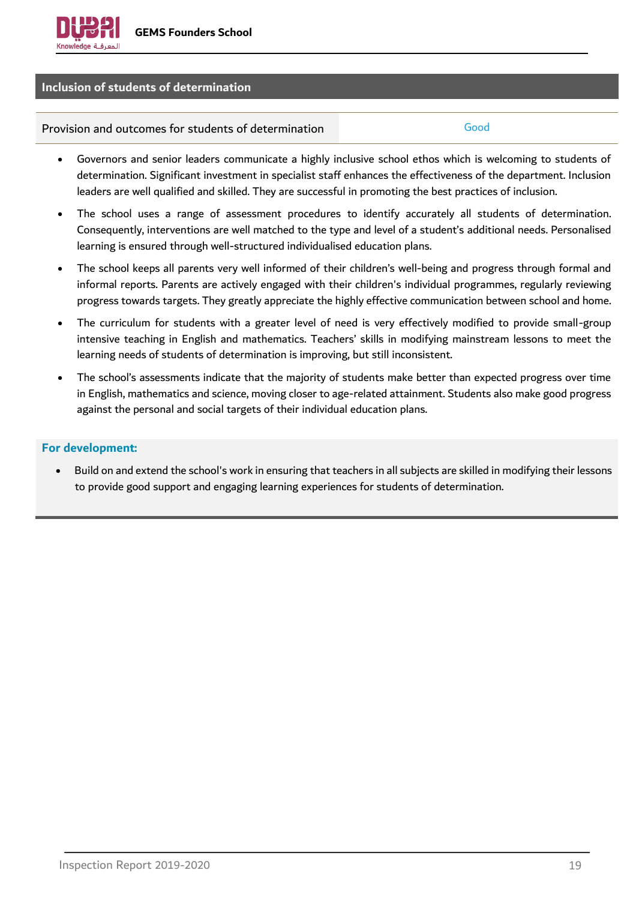## Inclusion of students of determination

| Provision and outcomes for students of determination | Good |
|---|---|

- Governors and senior leaders communicate a highly inclusive school ethos which is welcoming to students of determination. Significant investment in specialist staff enhances the effectiveness of the department. Inclusion leaders are well qualified and skilled. They are successful in promoting the best practices of inclusion.
- The school uses a range of assessment procedures to identify accurately all students of determination. Consequently, interventions are well matched to the type and level of a student's additional needs. Personalised learning is ensured through well-structured individualised education plans.
- The school keeps all parents very well informed of their children's well-being and progress through formal and informal reports. Parents are actively engaged with their children's individual programmes, regularly reviewing progress towards targets. They greatly appreciate the highly effective communication between school and home.
- The curriculum for students with a greater level of need is very effectively modified to provide small-group intensive teaching in English and mathematics. Teachers' skills in modifying mainstream lessons to meet the learning needs of students of determination is improving, but still inconsistent.
- The school's assessments indicate that the majority of students make better than expected progress over time in English, mathematics and science, moving closer to age-related attainment. Students also make good progress against the personal and social targets of their individual education plans.

**For development:**

- Build on and extend the school's work in ensuring that teachers in all subjects are skilled in modifying their lessons to provide good support and engaging learning experiences for students of determination.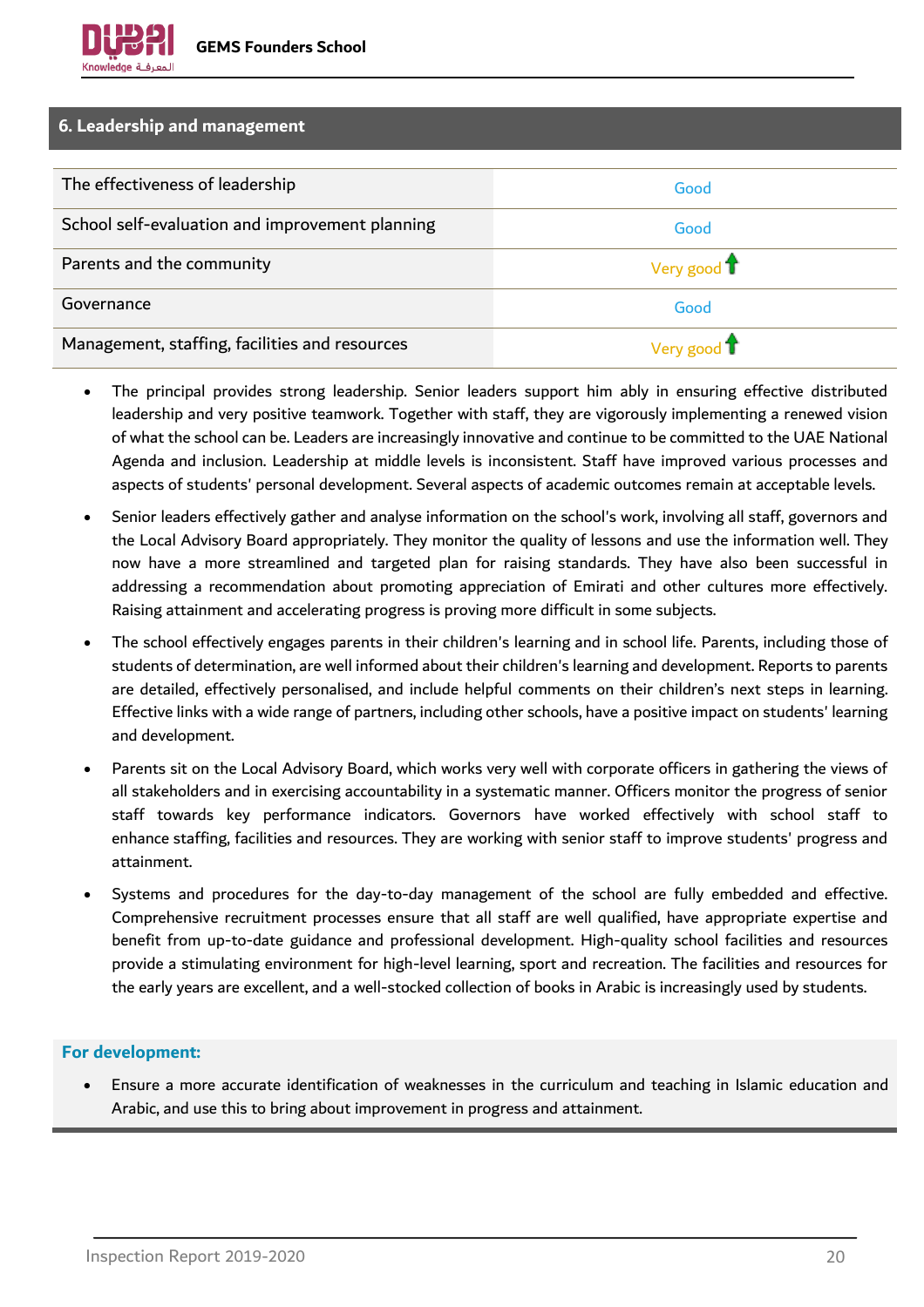## 6. Leadership and management

| | |
|---|---|
| The effectiveness of leadership | Good |
| School self-evaluation and improvement planning | Good |
| Parents and the community | Very good ↑ |
| Governance | Good |
| Management, staffing, facilities and resources | Very good ↑ |

- The principal provides strong leadership. Senior leaders support him ably in ensuring effective distributed leadership and very positive teamwork. Together with staff, they are vigorously implementing a renewed vision of what the school can be. Leaders are increasingly innovative and continue to be committed to the UAE National Agenda and inclusion. Leadership at middle levels is inconsistent. Staff have improved various processes and aspects of students' personal development. Several aspects of academic outcomes remain at acceptable levels.
- Senior leaders effectively gather and analyse information on the school's work, involving all staff, governors and the Local Advisory Board appropriately. They monitor the quality of lessons and use the information well. They now have a more streamlined and targeted plan for raising standards. They have also been successful in addressing a recommendation about promoting appreciation of Emirati and other cultures more effectively. Raising attainment and accelerating progress is proving more difficult in some subjects.
- The school effectively engages parents in their children's learning and in school life. Parents, including those of students of determination, are well informed about their children's learning and development. Reports to parents are detailed, effectively personalised, and include helpful comments on their children's next steps in learning. Effective links with a wide range of partners, including other schools, have a positive impact on students' learning and development.
- Parents sit on the Local Advisory Board, which works very well with corporate officers in gathering the views of all stakeholders and in exercising accountability in a systematic manner. Officers monitor the progress of senior staff towards key performance indicators. Governors have worked effectively with school staff to enhance staffing, facilities and resources. They are working with senior staff to improve students' progress and attainment.
- Systems and procedures for the day-to-day management of the school are fully embedded and effective. Comprehensive recruitment processes ensure that all staff are well qualified, have appropriate expertise and benefit from up-to-date guidance and professional development. High-quality school facilities and resources provide a stimulating environment for high-level learning, sport and recreation. The facilities and resources for the early years are excellent, and a well-stocked collection of books in Arabic is increasingly used by students.

**For development:**

- Ensure a more accurate identification of weaknesses in the curriculum and teaching in Islamic education and Arabic, and use this to bring about improvement in progress and attainment.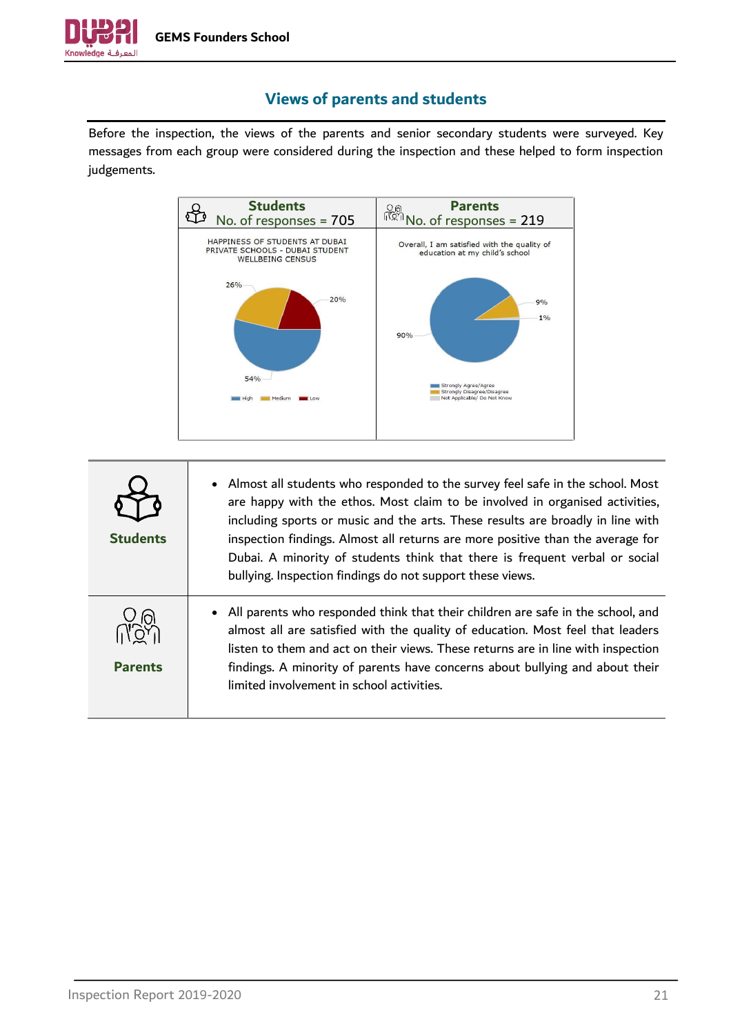## Views of parents and students

Before the inspection, the views of the parents and senior secondary students were surveyed. Key messages from each group were considered during the inspection and these helped to form inspection judgements.

| Students<br>No. of responses = 705 | Parents<br>No. of responses = 219 |
|---|---|
| HAPPINESS OF STUDENTS AT DUBAI PRIVATE SCHOOLS - DUBAI STUDENT WELLBEING CENSUS<br>High: 54%<br>Medium: 26%<br>Low: 20% | Overall, I am satisfied with the quality of education at my child's school<br>Strongly Agree/Agree: 90%<br>Strongly Disagree/Disagree: 9%<br>Not Applicable/ Do Not Know: 1% |

| | |
|---|---|
| **Students** | • Almost all students who responded to the survey feel safe in the school. Most are happy with the ethos. Most claim to be involved in organised activities, including sports or music and the arts. These results are broadly in line with inspection findings. Almost all returns are more positive than the average for Dubai. A minority of students think that there is frequent verbal or social bullying. Inspection findings do not support these views. |
| **Parents** | • All parents who responded think that their children are safe in the school, and almost all are satisfied with the quality of education. Most feel that leaders listen to them and act on their views. These returns are in line with inspection findings. A minority of parents have concerns about bullying and about their limited involvement in school activities. |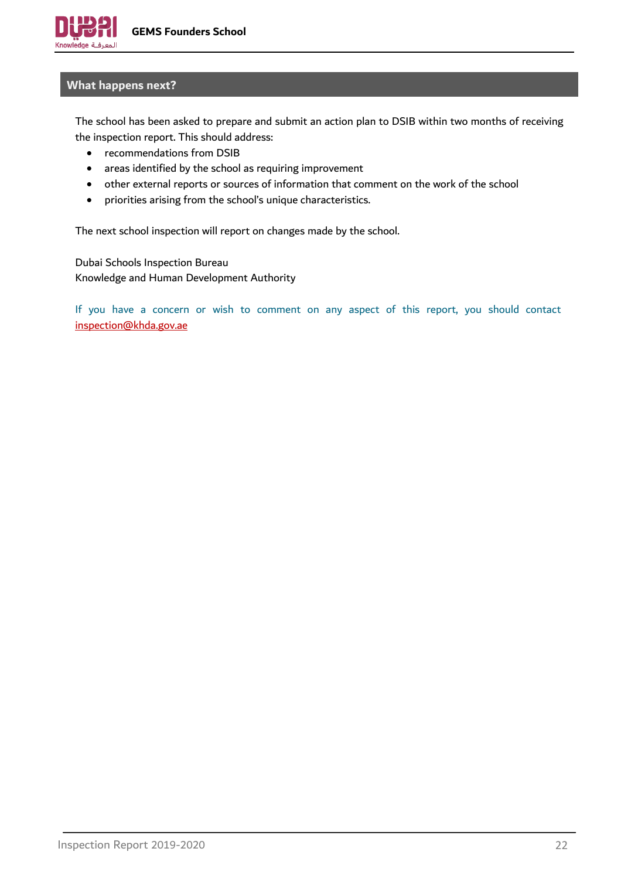## What happens next?

The school has been asked to prepare and submit an action plan to DSIB within two months of receiving the inspection report. This should address:

- recommendations from DSIB
- areas identified by the school as requiring improvement
- other external reports or sources of information that comment on the work of the school
- priorities arising from the school's unique characteristics.

The next school inspection will report on changes made by the school.

Dubai Schools Inspection Bureau
Knowledge and Human Development Authority

If you have a concern or wish to comment on any aspect of this report, you should contact inspection@khda.gov.ae